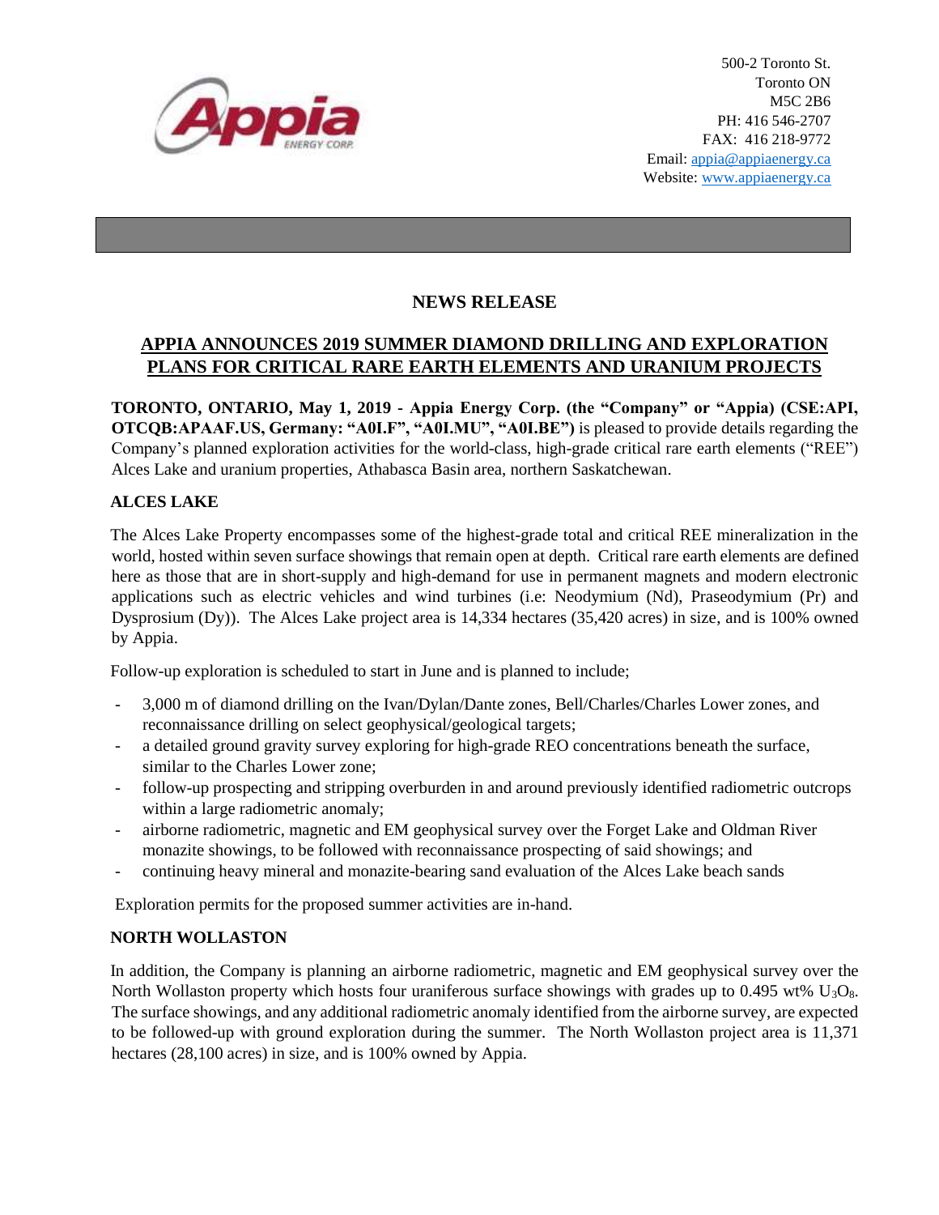500-2 Toronto St.
Toronto ON
M5C 2B6
PH: 416 546-2707
FAX: 416 218-9772
Email: appia@appiaenergy.ca
Website: www.appiaenergy.ca

# NEWS RELEASE

## APPIA ANNOUNCES 2019 SUMMER DIAMOND DRILLING AND EXPLORATION PLANS FOR CRITICAL RARE EARTH ELEMENTS AND URANIUM PROJECTS

**TORONTO, ONTARIO, May 1, 2019 - Appia Energy Corp. (the "Company" or "Appia) (CSE:API, OTCQB:APAAF.US, Germany: "A0I.F", "A0I.MU", "A0I.BE")** is pleased to provide details regarding the Company's planned exploration activities for the world-class, high-grade critical rare earth elements ("REE") Alces Lake and uranium properties, Athabasca Basin area, northern Saskatchewan.

### ALCES LAKE

The Alces Lake Property encompasses some of the highest-grade total and critical REE mineralization in the world, hosted within seven surface showings that remain open at depth. Critical rare earth elements are defined here as those that are in short-supply and high-demand for use in permanent magnets and modern electronic applications such as electric vehicles and wind turbines (i.e: Neodymium (Nd), Praseodymium (Pr) and Dysprosium (Dy)). The Alces Lake project area is 14,334 hectares (35,420 acres) in size, and is 100% owned by Appia.

Follow-up exploration is scheduled to start in June and is planned to include;

- 3,000 m of diamond drilling on the Ivan/Dylan/Dante zones, Bell/Charles/Charles Lower zones, and reconnaissance drilling on select geophysical/geological targets;
- a detailed ground gravity survey exploring for high-grade REO concentrations beneath the surface, similar to the Charles Lower zone;
- follow-up prospecting and stripping overburden in and around previously identified radiometric outcrops within a large radiometric anomaly;
- airborne radiometric, magnetic and EM geophysical survey over the Forget Lake and Oldman River monazite showings, to be followed with reconnaissance prospecting of said showings; and
- continuing heavy mineral and monazite-bearing sand evaluation of the Alces Lake beach sands

Exploration permits for the proposed summer activities are in-hand.

### NORTH WOLLASTON

In addition, the Company is planning an airborne radiometric, magnetic and EM geophysical survey over the North Wollaston property which hosts four uraniferous surface showings with grades up to 0.495 wt% $U_3O_8$. The surface showings, and any additional radiometric anomaly identified from the airborne survey, are expected to be followed-up with ground exploration during the summer. The North Wollaston project area is 11,371 hectares (28,100 acres) in size, and is 100% owned by Appia.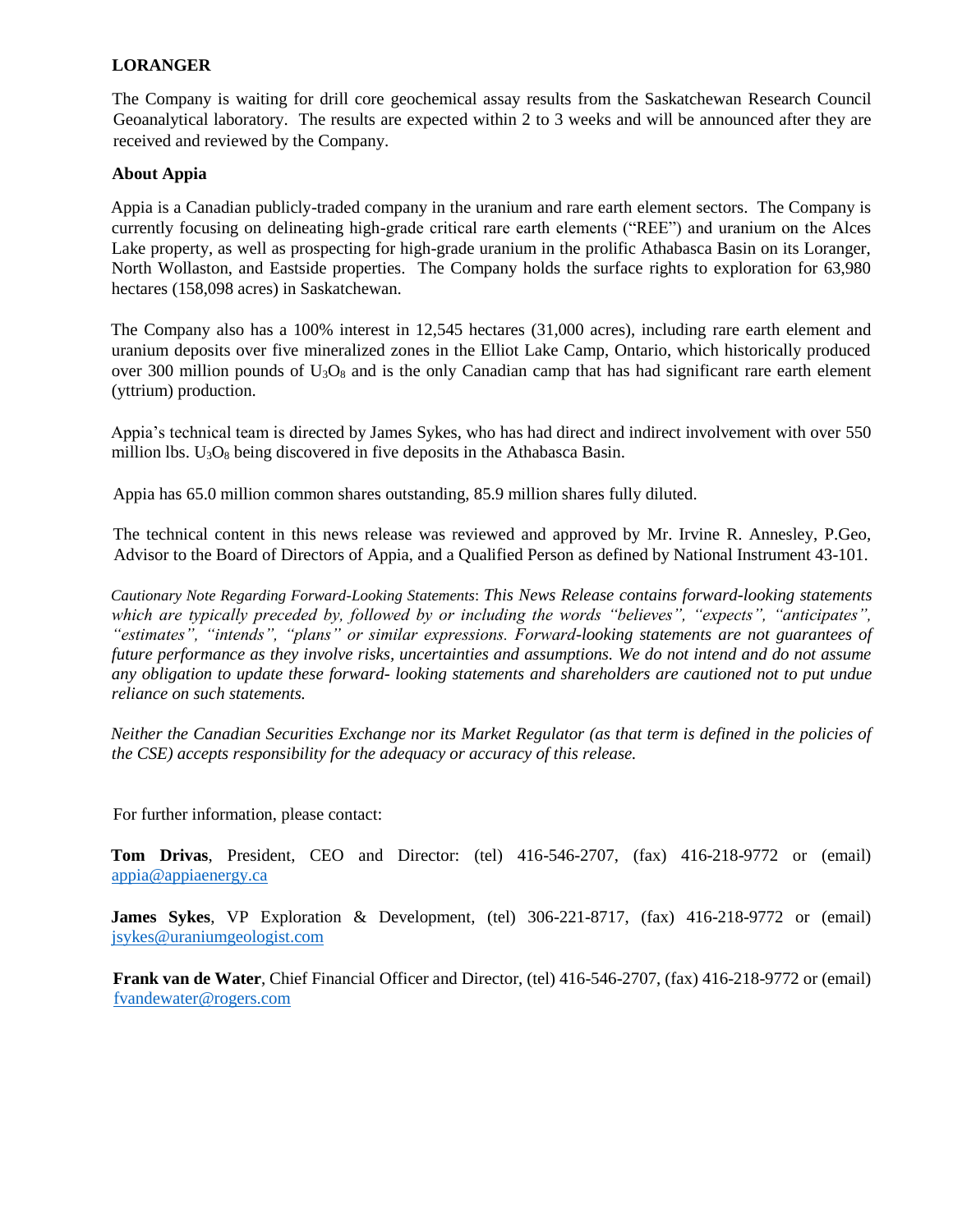**LORANGER**

The Company is waiting for drill core geochemical assay results from the Saskatchewan Research Council Geoanalytical laboratory. The results are expected within 2 to 3 weeks and will be announced after they are received and reviewed by the Company.

**About Appia**

Appia is a Canadian publicly-traded company in the uranium and rare earth element sectors. The Company is currently focusing on delineating high-grade critical rare earth elements ("REE") and uranium on the Alces Lake property, as well as prospecting for high-grade uranium in the prolific Athabasca Basin on its Loranger, North Wollaston, and Eastside properties. The Company holds the surface rights to exploration for 63,980 hectares (158,098 acres) in Saskatchewan.

The Company also has a 100% interest in 12,545 hectares (31,000 acres), including rare earth element and uranium deposits over five mineralized zones in the Elliot Lake Camp, Ontario, which historically produced over 300 million pounds of $U_3O_8$ and is the only Canadian camp that has had significant rare earth element (yttrium) production.

Appia's technical team is directed by James Sykes, who has had direct and indirect involvement with over 550 million lbs. $U_3O_8$ being discovered in five deposits in the Athabasca Basin.

Appia has 65.0 million common shares outstanding, 85.9 million shares fully diluted.

The technical content in this news release was reviewed and approved by Mr. Irvine R. Annesley, P.Geo, Advisor to the Board of Directors of Appia, and a Qualified Person as defined by National Instrument 43-101.

*Cautionary Note Regarding Forward-Looking Statements: This News Release contains forward-looking statements which are typically preceded by, followed by or including the words "believes", "expects", "anticipates", "estimates", "intends", "plans" or similar expressions. Forward-looking statements are not guarantees of future performance as they involve risks, uncertainties and assumptions. We do not intend and do not assume any obligation to update these forward- looking statements and shareholders are cautioned not to put undue reliance on such statements.*

*Neither the Canadian Securities Exchange nor its Market Regulator (as that term is defined in the policies of the CSE) accepts responsibility for the adequacy or accuracy of this release.*

For further information, please contact:

**Tom Drivas**, President, CEO and Director: (tel) 416-546-2707, (fax) 416-218-9772 or (email) appia@appiaenergy.ca

**James Sykes**, VP Exploration & Development, (tel) 306-221-8717, (fax) 416-218-9772 or (email) jsykes@uraniumgeologist.com

**Frank van de Water**, Chief Financial Officer and Director, (tel) 416-546-2707, (fax) 416-218-9772 or (email) fvandewater@rogers.com